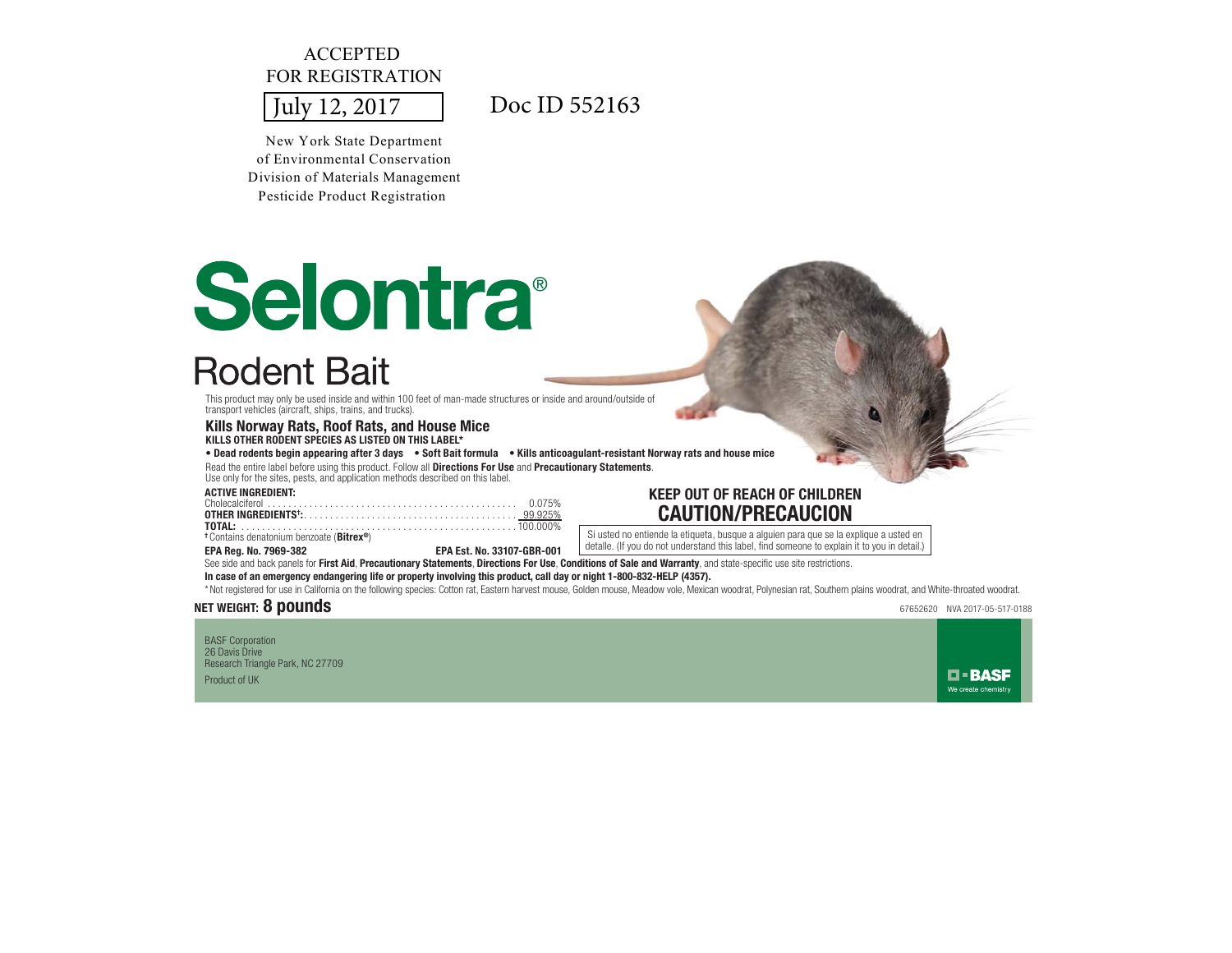ACCEPTED
FOR REGISTRATION

July 12, 2017

Doc ID 552163

New York State Department
of Environmental Conservation
Division of Materials Management
Pesticide Product Registration

# Selontra®

## Rodent Bait

This product may only be used inside and within 100 feet of man-made structures or inside and around/outside of transport vehicles (aircraft, ships, trains, and trucks).

### Kills Norway Rats, Roof Rats, and House Mice

**KILLS OTHER RODENT SPECIES AS LISTED ON THIS LABEL***

**• Dead rodents begin appearing after 3 days • Soft Bait formula • Kills anticoagulant-resistant Norway rats and house mice**

Read the entire label before using this product. Follow all **Directions For Use** and **Precautionary Statements**.
Use only for the sites, pests, and application methods described on this label.

**ACTIVE INGREDIENT:**

| | |
|---|---|
| Cholecalciferol | 0.075% |
| **OTHER INGREDIENTS†:** | 99.925% |
| **TOTAL:** | 100.000% |

† Contains denatonium benzoate (**Bitrex®**)

**EPA Reg. No. 7969-382** **EPA Est. No. 33107-GBR-001**

**KEEP OUT OF REACH OF CHILDREN**

**CAUTION/PRECAUCION**

Si usted no entiende la etiqueta, busque a alguien para que se la explique a usted en detalle. (If you do not understand this label, find someone to explain it to you in detail.)

See side and back panels for **First Aid**, **Precautionary Statements**, **Directions For Use**, **Conditions of Sale and Warranty**, and state-specific use site restrictions.

**In case of an emergency endangering life or property involving this product, call day or night 1-800-832-HELP (4357).**

*Not registered for use in California on the following species: Cotton rat, Eastern harvest mouse, Golden mouse, Meadow vole, Mexican woodrat, Polynesian rat, Southern plains woodrat, and White-throated woodrat.

**NET WEIGHT: 8 pounds**

67652620 NVA 2017-05-517-0188

BASF Corporation
26 Davis Drive
Research Triangle Park, NC 27709
Product of UK

BASF
We create chemistry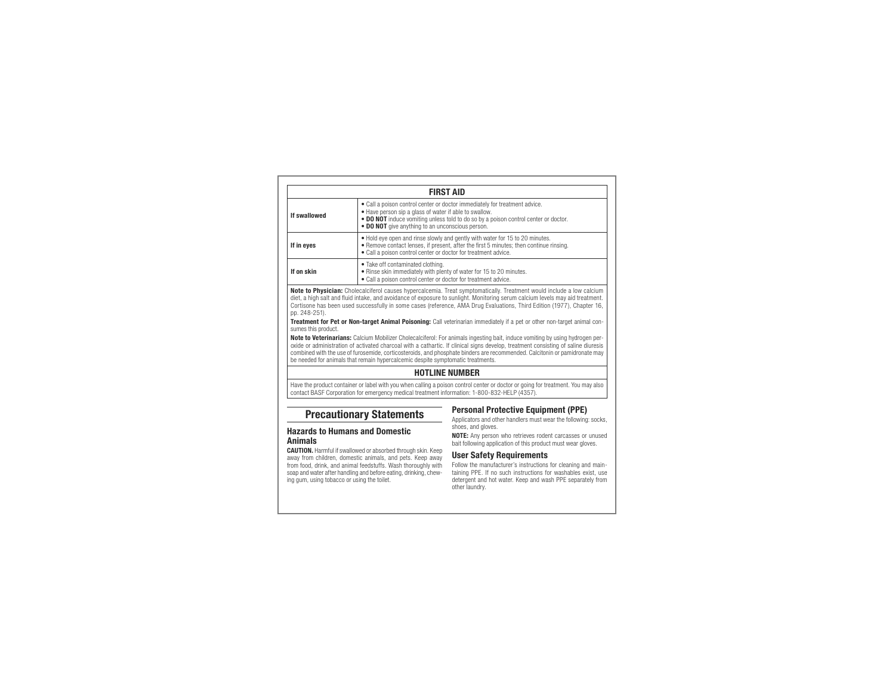## FIRST AID

| | |
|---|---|
| **If swallowed** | • Call a poison control center or doctor immediately for treatment advice.<br>• Have person sip a glass of water if able to swallow.<br>• **DO NOT** induce vomiting unless told to do so by a poison control center or doctor.<br>• **DO NOT** give anything to an unconscious person. |
| **If in eyes** | • Hold eye open and rinse slowly and gently with water for 15 to 20 minutes.<br>• Remove contact lenses, if present, after the first 5 minutes; then continue rinsing.<br>• Call a poison control center or doctor for treatment advice. |
| **If on skin** | • Take off contaminated clothing.<br>• Rinse skin immediately with plenty of water for 15 to 20 minutes.<br>• Call a poison control center or doctor for treatment advice. |

**Note to Physician:** Cholecalciferol causes hypercalcemia. Treat symptomatically. Treatment would include a low calcium diet, a high salt and fluid intake, and avoidance of exposure to sunlight. Monitoring serum calcium levels may aid treatment. Cortisone has been used successfully in some cases (reference, AMA Drug Evaluations, Third Edition (1977), Chapter 16, pp. 248-251).

**Treatment for Pet or Non-target Animal Poisoning:** Call veterinarian immediately if a pet or other non-target animal consumes this product.

**Note to Veterinarians:** Calcium Mobilizer Cholecalciferol: For animals ingesting bait, induce vomiting by using hydrogen peroxide or administration of activated charcoal with a cathartic. If clinical signs develop, treatment consisting of saline diuresis combined with the use of furosemide, corticosteroids, and phosphate binders are recommended. Calcitonin or pamidronate may be needed for animals that remain hypercalcemic despite symptomatic treatments.

## HOTLINE NUMBER

Have the product container or label with you when calling a poison control center or doctor or going for treatment. You may also contact BASF Corporation for emergency medical treatment information: 1-800-832-HELP (4357).

## Precautionary Statements

### Hazards to Humans and Domestic Animals

**CAUTION.** Harmful if swallowed or absorbed through skin. Keep away from children, domestic animals, and pets. Keep away from food, drink, and animal feedstuffs. Wash thoroughly with soap and water after handling and before eating, drinking, chewing gum, using tobacco or using the toilet.

### Personal Protective Equipment (PPE)

Applicators and other handlers must wear the following: socks, shoes, and gloves.

**NOTE:** Any person who retrieves rodent carcasses or unused bait following application of this product must wear gloves.

### User Safety Requirements

Follow the manufacturer's instructions for cleaning and maintaining PPE. If no such instructions for washables exist, use detergent and hot water. Keep and wash PPE separately from other laundry.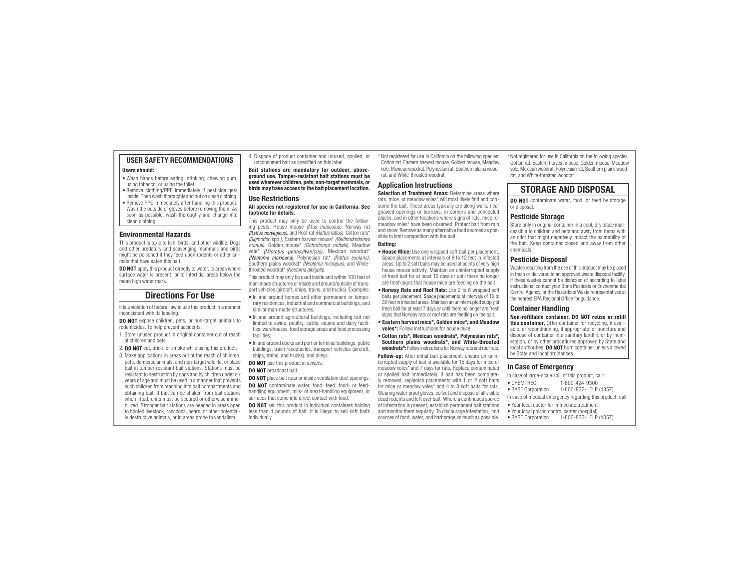## USER SAFETY RECOMMENDATIONS

**Users should:**

- Wash hands before eating, drinking, chewing gum, using tobacco, or using the toilet.
- Remove clothing/PPE immediately if pesticide gets inside. Then wash thoroughly and put on clean clothing.
- Remove PPE immediately after handling this product. Wash the outside of gloves before removing them. As soon as possible, wash thoroughly and change into clean clothing.

### Environmental Hazards

This product is toxic to fish, birds, and other wildlife. Dogs and other predatory and scavenging mammals and birds might be poisoned if they feed upon rodents or other animals that have eaten this bait.

**DO NOT** apply this product directly to water, to areas where surface water is present, or to intertidal areas below the mean high water mark.

## Directions For Use

It is a violation of federal law to use this product in a manner inconsistent with its labeling.

**DO NOT** expose children, pets, or non-target animals to rodenticides. To help prevent accidents:

1. Store unused product in original container out of reach of children and pets.
2. **DO NOT** eat, drink, or smoke while using this product.
3. Make applications in areas out of the reach of children, pets, domestic animals, and non-target wildlife, or place bait in tamper-resistant bait stations. Stations must be resistant to destruction by dogs and by children under six years of age and must be used in a manner that prevents such children from reaching into bait compartments and obtaining bait. If bait can be shaken from bait stations when lifted, units must be secured or otherwise immobilized. Stronger bait stations are needed in areas open to hoofed livestock, raccoons, bears, or other potentially destructive animals, or in areas prone to vandalism.
4. Dispose of product container and unused, spoiled, or unconsumed bait as specified on this label.

**Bait stations are mandatory for outdoor, aboveground use. Tamper-resistant bait stations must be used wherever children, pets, non-target mammals, or birds may have access to the bait placement location.**

### Use Restrictions

**All species not registered for use in California. See footnote for details.**

This product may only be used to control the following pests: House mouse *(Mus musculus)*, Norway rat *(Rattus norvegicus)*, and Roof rat *(Rattus rattus)*. Cotton rats* *(Sigmodon* spp.*)*, Eastern harvest mouse* *(Reithrodontomys humuli)*, Golden mouse* *(Ochrotomys nuttalli)*, Meadow vole* *(Microtus pennsylvanicus)*, Mexican woodrat* *(Neotoma mexicana)*, Polynesian rat* *(Rattus exulans)*, Southern plains woodrat* *(Neotoma micropus)*, and White-throated woodrat* *(Neotoma albigula)*.

This product may only be used inside and within 100 feet of man-made structures or inside and around/outside of transport vehicles (aircraft, ships, trains, and trucks). Examples:

- In and around homes and other permanent or temporary residences, industrial and commercial buildings, and similar man-made structures;
- In and around agricultural buildings, including but not limited to swine, poultry, cattle, equine and dairy facilities; warehouses; food storage areas and food processing facilities;
- In and around docks and port or terminal buildings, public buildings, trash receptacles, transport vehicles (aircraft, ships, trains, and trucks), and alleys.

**DO NOT** use this product in sewers.

**DO NOT** broadcast bait.

**DO NOT** place bait near or inside ventilation duct openings.

**DO NOT** contaminate water, food, feed, food- or feed-handling equipment, milk- or meat-handling equipment, or surfaces that come into direct contact with food.

**DO NOT** sell this product in individual containers holding less than 4 pounds of bait. It is illegal to sell soft baits individually.

\* Not registered for use in California on the following species: Cotton rat, Eastern harvest mouse, Golden mouse, Meadow vole, Mexican woodrat, Polynesian rat, Southern plains woodrat, and White-throated woodrat.

### Application Instructions

**Selection of Treatment Areas:** Determine areas where rats, mice, or meadow voles* will most likely find and consume the bait. These areas typically are along walls, near gnawed openings or burrows, in corners and concealed places, and in other locations where signs of rats, mice, or meadow voles* have been observed. Protect bait from rain and snow. Remove as many alternative food sources as possible to limit competition with the bait.

**Baiting:**

- **House Mice:** Use one wrapped soft bait per placement. Space placements at intervals of 8 to 12 feet in infested areas. Up to 2 soft baits may be used at points of very high house mouse activity. Maintain an uninterrupted supply of fresh bait for at least 15 days or until there no longer are fresh signs that house mice are feeding on the bait.
- **Norway Rats and Roof Rats:** Use 2 to 8 wrapped soft baits per placement. Space placements at intervals of 15 to 30 feet in infested areas. Maintain an uninterrupted supply of fresh bait for at least 7 days or until there no longer are fresh signs that Norway rats or roof rats are feeding on the bait.
- **Eastern harvest mice\*, Golden mice\*, and Meadow voles\*:** Follow instructions for house mice.
- **Cotton rats\*, Mexican woodrats\*, Polynesian rats\*, Southern plains woodrats\*, and White-throated woodrats\*:** Follow instructions for Norway rats and roof rats.

**Follow-up:** After initial bait placement, ensure an uninterrupted supply of bait is available for 15 days for mice or meadow voles* and 7 days for rats. Replace contaminated or spoiled bait immediately. If bait has been completely removed, replenish placements with 1 or 2 soft baits for mice or meadow voles* and 4 to 8 soft baits for rats. Wearing water proof gloves, collect and dispose of all visible dead rodents and left over bait. Where a continuous source of infestation is present, establish permanent bait stations and monitor them regularly. To discourage infestation, limit sources of food, water, and harborage as much as possible.

\* Not registered for use in California on the following species: Cotton rat, Eastern harvest mouse, Golden mouse, Meadow vole, Mexican woodrat, Polynesian rat, Southern plains woodrat, and White-throated woodrat.

## STORAGE AND DISPOSAL

**DO NOT** contaminate water, food, or feed by storage or disposal.

### Pesticide Storage

Store only in original container in a cool, dry place inaccessible to children and pets and away from items with an odor that might negatively impact the palatability of the bait. Keep container closed and away from other chemicals.

### Pesticide Disposal

Wastes resulting from the use of this product may be placed in trash or delivered to an approved waste disposal facility. If these wastes cannot be disposed of according to label instructions, contact your State Pesticide or Environmental Control Agency, or the Hazardous Waste representatives at the nearest EPA Regional Office for guidance.

### Container Handling

**Non-refillable container. DO NOT reuse or refill this container.** Offer container for recycling, if available, or reconditioning, if appropriate; or puncture and dispose of container in a sanitary landfill, or by incineration, or by other procedures approved by State and local authorities. **DO NOT** burn container unless allowed by State and local ordinances.

### In Case of Emergency

In case of large-scale spill of this product, call:

- CHEMTREC 1-800-424-9300
- BASF Corporation 1-800-832-HELP (4357)

In case of medical emergency regarding this product, call:

- Your local doctor for immediate treatment
- Your local poison control center (hospital)
- BASF Corporation 1-800-832-HELP (4357)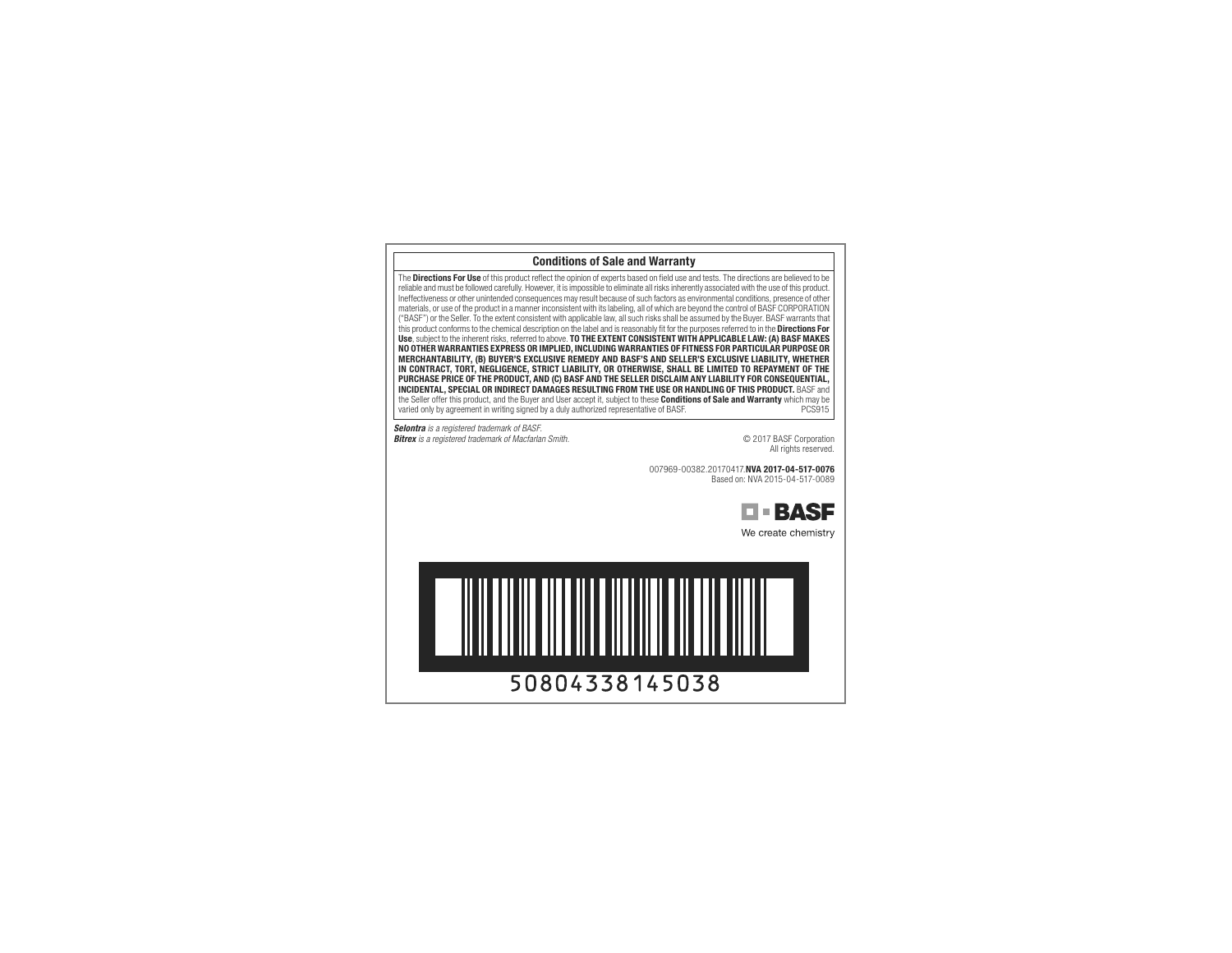## Conditions of Sale and Warranty

The **Directions For Use** of this product reflect the opinion of experts based on field use and tests. The directions are believed to be reliable and must be followed carefully. However, it is impossible to eliminate all risks inherently associated with the use of this product. Ineffectiveness or other unintended consequences may result because of such factors as environmental conditions, presence of other materials, or use of the product in a manner inconsistent with its labeling, all of which are beyond the control of BASF CORPORATION ("BASF") or the Seller. To the extent consistent with applicable law, all such risks shall be assumed by the Buyer. BASF warrants that this product conforms to the chemical description on the label and is reasonably fit for the purposes referred to in the **Directions For Use**, subject to the inherent risks, referred to above. **TO THE EXTENT CONSISTENT WITH APPLICABLE LAW: (A) BASF MAKES NO OTHER WARRANTIES EXPRESS OR IMPLIED, INCLUDING WARRANTIES OF FITNESS FOR PARTICULAR PURPOSE OR MERCHANTABILITY, (B) BUYER'S EXCLUSIVE REMEDY AND BASF'S AND SELLER'S EXCLUSIVE LIABILITY, WHETHER IN CONTRACT, TORT, NEGLIGENCE, STRICT LIABILITY, OR OTHERWISE, SHALL BE LIMITED TO REPAYMENT OF THE PURCHASE PRICE OF THE PRODUCT, AND (C) BASF AND THE SELLER DISCLAIM ANY LIABILITY FOR CONSEQUENTIAL, INCIDENTAL, SPECIAL OR INDIRECT DAMAGES RESULTING FROM THE USE OR HANDLING OF THIS PRODUCT.** BASF and the Seller offer this product, and the Buyer and User accept it, subject to these **Conditions of Sale and Warranty** which may be varied only by agreement in writing signed by a duly authorized representative of BASF. PCS915

***Selontra*** *is a registered trademark of BASF.*
***Bitrex*** *is a registered trademark of Macfarlan Smith.*

© 2017 BASF Corporation
All rights reserved.

007969-00382.20170417.**NVA 2017-04-517-0076**
Based on: NVA 2015-04-517-0089

BASF
We create chemistry

50804338145038